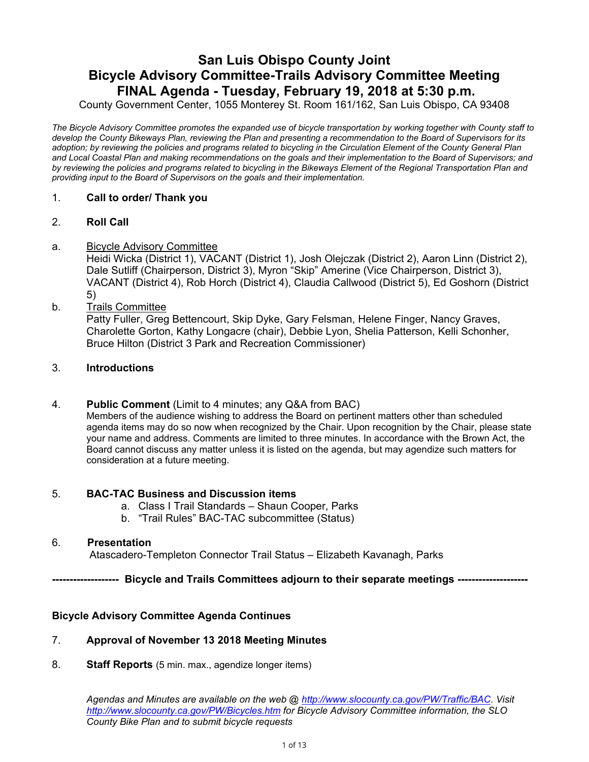# San Luis Obispo County Joint
# Bicycle Advisory Committee-Trails Advisory Committee Meeting
# FINAL Agenda - Tuesday, February 19, 2018 at 5:30 p.m.

County Government Center, 1055 Monterey St. Room 161/162, San Luis Obispo, CA 93408

*The Bicycle Advisory Committee promotes the expanded use of bicycle transportation by working together with County staff to develop the County Bikeways Plan, reviewing the Plan and presenting a recommendation to the Board of Supervisors for its adoption; by reviewing the policies and programs related to bicycling in the Circulation Element of the County General Plan and Local Coastal Plan and making recommendations on the goals and their implementation to the Board of Supervisors; and by reviewing the policies and programs related to bicycling in the Bikeways Element of the Regional Transportation Plan and providing input to the Board of Supervisors on the goals and their implementation.*

1. **Call to order/ Thank you**

2. **Roll Call**

a. Bicycle Advisory Committee
Heidi Wicka (District 1), VACANT (District 1), Josh Olejczak (District 2), Aaron Linn (District 2), Dale Sutliff (Chairperson, District 3), Myron "Skip" Amerine (Vice Chairperson, District 3), VACANT (District 4), Rob Horch (District 4), Claudia Callwood (District 5), Ed Goshorn (District 5)

b. Trails Committee
Patty Fuller, Greg Bettencourt, Skip Dyke, Gary Felsman, Helene Finger, Nancy Graves, Charolette Gorton, Kathy Longacre (chair), Debbie Lyon, Shelia Patterson, Kelli Schonher, Bruce Hilton (District 3 Park and Recreation Commissioner)

3. **Introductions**

4. **Public Comment** (Limit to 4 minutes; any Q&A from BAC)
Members of the audience wishing to address the Board on pertinent matters other than scheduled agenda items may do so now when recognized by the Chair. Upon recognition by the Chair, please state your name and address. Comments are limited to three minutes. In accordance with the Brown Act, the Board cannot discuss any matter unless it is listed on the agenda, but may agendize such matters for consideration at a future meeting.

5. **BAC-TAC Business and Discussion items**
   a. Class I Trail Standards – Shaun Cooper, Parks
   b. "Trail Rules" BAC-TAC subcommittee (Status)

6. **Presentation**
Atascadero-Templeton Connector Trail Status – Elizabeth Kavanagh, Parks

**------------------- Bicycle and Trails Committees adjourn to their separate meetings --------------------**

**Bicycle Advisory Committee Agenda Continues**

7. **Approval of November 13 2018 Meeting Minutes**

8. **Staff Reports** (5 min. max., agendize longer items)

*Agendas and Minutes are available on the web @ http://www.slocounty.ca.gov/PW/Traffic/BAC. Visit http://www.slocounty.ca.gov/PW/Bicycles.htm for Bicycle Advisory Committee information, the SLO County Bike Plan and to submit bicycle requests*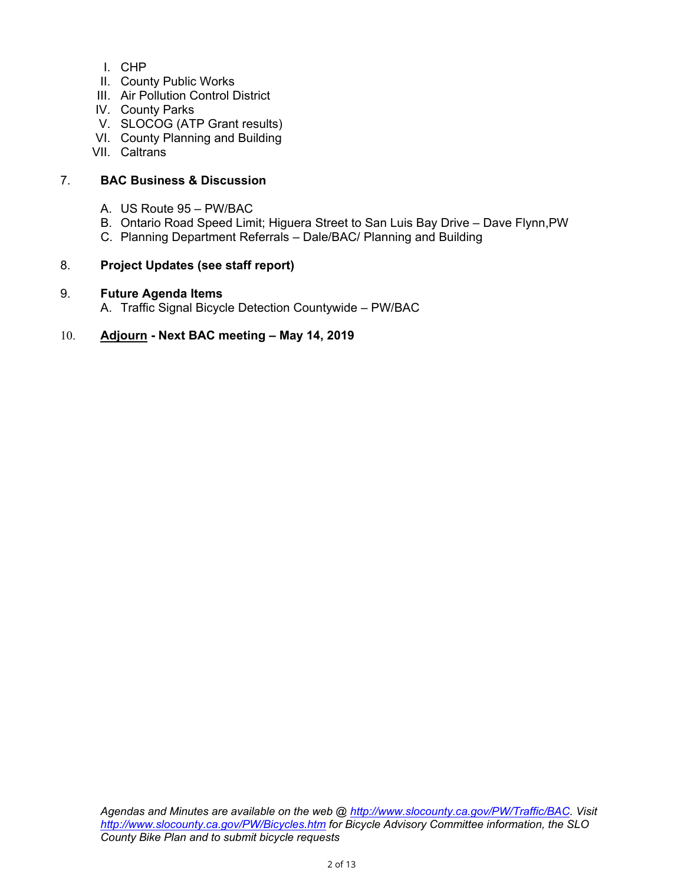I. CHP
II. County Public Works
III. Air Pollution Control District
IV. County Parks
V. SLOCOG (ATP Grant results)
VI. County Planning and Building
VII. Caltrans

7. **BAC Business & Discussion**

A. US Route 95 – PW/BAC
B. Ontario Road Speed Limit; Higuera Street to San Luis Bay Drive – Dave Flynn,PW
C. Planning Department Referrals – Dale/BAC/ Planning and Building

8. **Project Updates (see staff report)**

9. **Future Agenda Items**

A. Traffic Signal Bicycle Detection Countywide – PW/BAC

10. **Adjourn - Next BAC meeting – May 14, 2019**

*Agendas and Minutes are available on the web @ http://www.slocounty.ca.gov/PW/Traffic/BAC. Visit http://www.slocounty.ca.gov/PW/Bicycles.htm for Bicycle Advisory Committee information, the SLO County Bike Plan and to submit bicycle requests*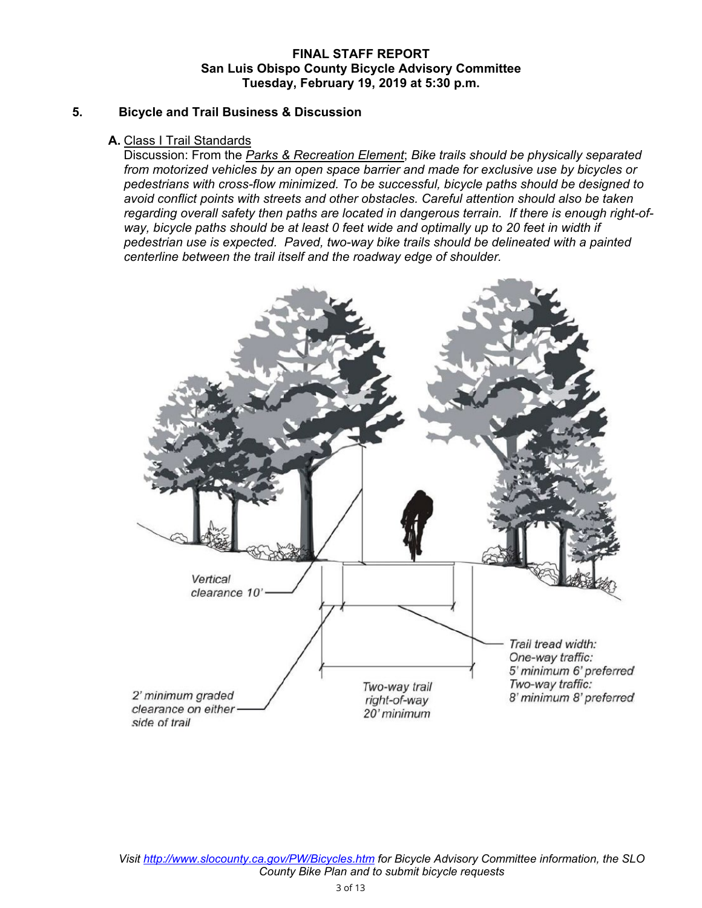## 5. Bicycle and Trail Business & Discussion

**A.** Class I Trail Standards

Discussion: From the *Parks & Recreation Element*; *Bike trails should be physically separated from motorized vehicles by an open space barrier and made for exclusive use by bicycles or pedestrians with cross-flow minimized. To be successful, bicycle paths should be designed to avoid conflict points with streets and other obstacles. Careful attention should also be taken regarding overall safety then paths are located in dangerous terrain. If there is enough right-of-way, bicycle paths should be at least 0 feet wide and optimally up to 20 feet in width if pedestrian use is expected. Paved, two-way bike trails should be delineated with a painted centerline between the trail itself and the roadway edge of shoulder.*

Vertical clearance 10'

2' minimum graded clearance on either side of trail

Two-way trail right-of-way 20' minimum

Trail tread width:
One-way traffic:
5' minimum 6' preferred
Two-way traffic:
8' minimum 8' preferred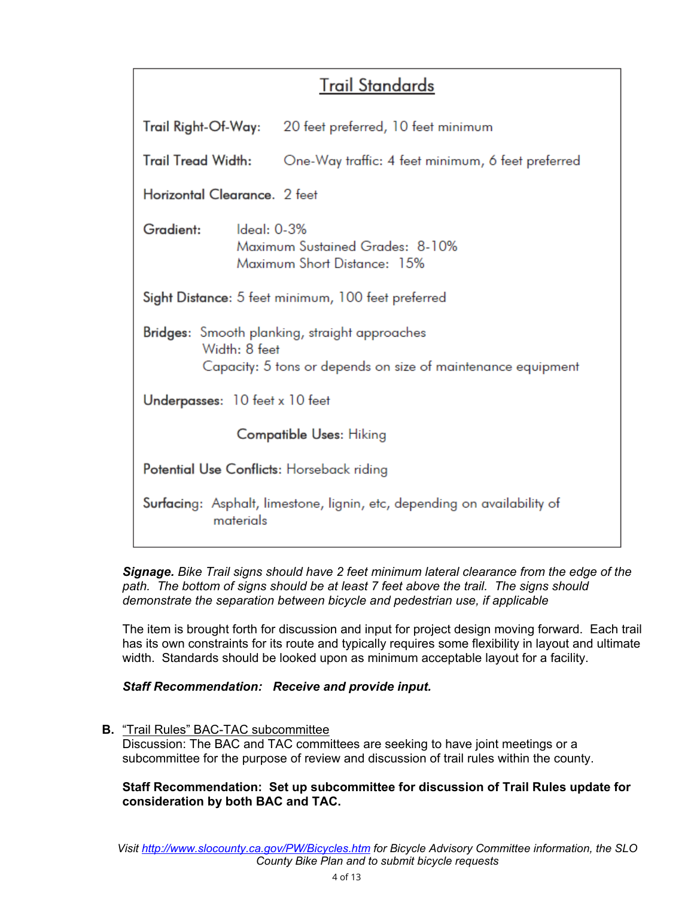## Trail Standards

**Trail Right-Of-Way:** 20 feet preferred, 10 feet minimum

**Trail Tread Width:** One-Way traffic: 4 feet minimum, 6 feet preferred

**Horizontal Clearance.** 2 feet

**Gradient:** Ideal: 0-3%
Maximum Sustained Grades: 8-10%
Maximum Short Distance: 15%

**Sight Distance:** 5 feet minimum, 100 feet preferred

**Bridges:** Smooth planking, straight approaches
Width: 8 feet
Capacity: 5 tons or depends on size of maintenance equipment

**Underpasses:** 10 feet x 10 feet

**Compatible Uses:** Hiking

**Potential Use Conflicts:** Horseback riding

**Surfacing:** Asphalt, limestone, lignin, etc, depending on availability of materials

***Signage.*** *Bike Trail signs should have 2 feet minimum lateral clearance from the edge of the path. The bottom of signs should be at least 7 feet above the trail. The signs should demonstrate the separation between bicycle and pedestrian use, if applicable*

The item is brought forth for discussion and input for project design moving forward. Each trail has its own constraints for its route and typically requires some flexibility in layout and ultimate width. Standards should be looked upon as minimum acceptable layout for a facility.

***Staff Recommendation: Receive and provide input.***

**B.** "Trail Rules" BAC-TAC subcommittee

Discussion: The BAC and TAC committees are seeking to have joint meetings or a subcommittee for the purpose of review and discussion of trail rules within the county.

**Staff Recommendation: Set up subcommittee for discussion of Trail Rules update for consideration by both BAC and TAC.**

*Visit http://www.slocounty.ca.gov/PW/Bicycles.htm for Bicycle Advisory Committee information, the SLO County Bike Plan and to submit bicycle requests*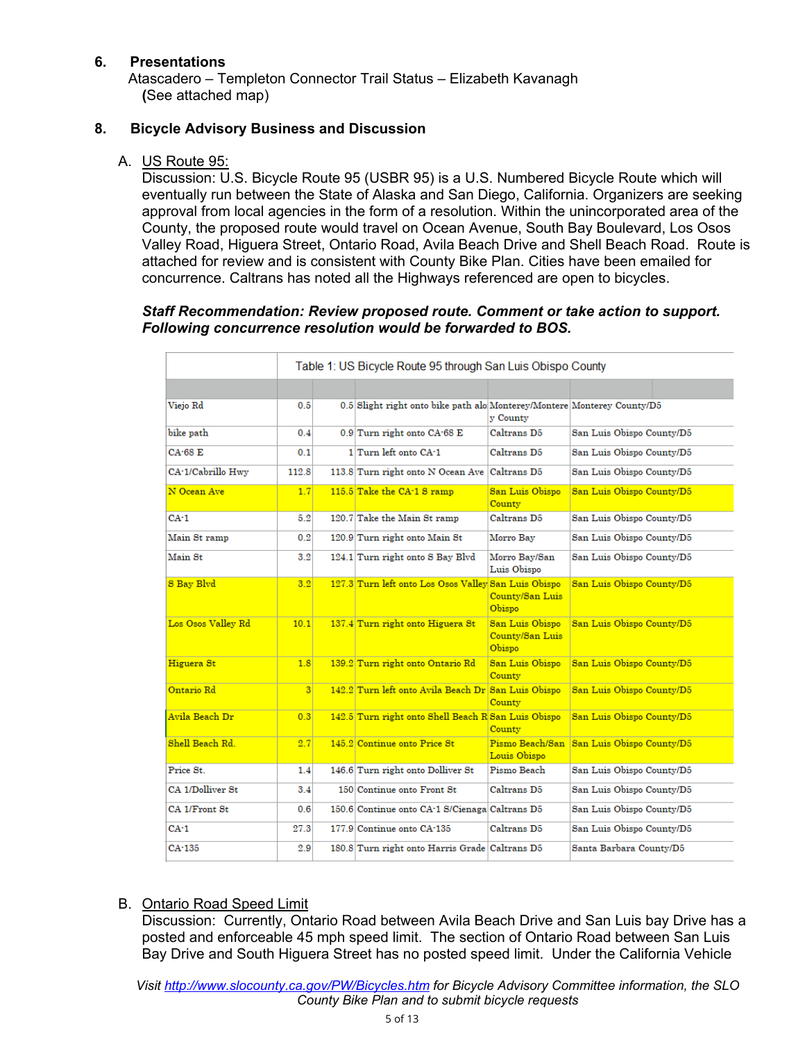## 6. Presentations

Atascadero – Templeton Connector Trail Status – Elizabeth Kavanagh
(See attached map)

## 8. Bicycle Advisory Business and Discussion

A. US Route 95:

Discussion: U.S. Bicycle Route 95 (USBR 95) is a U.S. Numbered Bicycle Route which will eventually run between the State of Alaska and San Diego, California. Organizers are seeking approval from local agencies in the form of a resolution. Within the unincorporated area of the County, the proposed route would travel on Ocean Avenue, South Bay Boulevard, Los Osos Valley Road, Higuera Street, Ontario Road, Avila Beach Drive and Shell Beach Road. Route is attached for review and is consistent with County Bike Plan. Cities have been emailed for concurrence. Caltrans has noted all the Highways referenced are open to bicycles.

***Staff Recommendation: Review proposed route. Comment or take action to support. Following concurrence resolution would be forwarded to BOS.***

Table 1: US Bicycle Route 95 through San Luis Obispo County

| | | | | | |
|---|---|---|---|---|---|
| Viejo Rd | 0.5 | 0.5 | Slight right onto bike path alo | Monterey/Monterey County | Monterey County/D5 |
| bike path | 0.4 | 0.9 | Turn right onto CA-68 E | Caltrans D5 | San Luis Obispo County/D5 |
| CA-68 E | 0.1 | 1 | Turn left onto CA-1 | Caltrans D5 | San Luis Obispo County/D5 |
| CA-1/Cabrillo Hwy | 112.8 | 113.8 | Turn right onto N Ocean Ave | Caltrans D5 | San Luis Obispo County/D5 |
| N Ocean Ave | 1.7 | 115.5 | Take the CA-1 S ramp | San Luis Obispo County | San Luis Obispo County/D5 |
| CA-1 | 5.2 | 120.7 | Take the Main St ramp | Caltrans D5 | San Luis Obispo County/D5 |
| Main St ramp | 0.2 | 120.9 | Turn right onto Main St | Morro Bay | San Luis Obispo County/D5 |
| Main St | 3.2 | 124.1 | Turn right onto S Bay Blvd | Morro Bay/San Luis Obispo | San Luis Obispo County/D5 |
| S Bay Blvd | 3.2 | 127.3 | Turn left onto Los Osos Valley | San Luis Obispo County/San Luis Obispo | San Luis Obispo County/D5 |
| Los Osos Valley Rd | 10.1 | 137.4 | Turn right onto Higuera St | San Luis Obispo County/San Luis Obispo | San Luis Obispo County/D5 |
| Higuera St | 1.8 | 139.2 | Turn right onto Ontario Rd | San Luis Obispo County | San Luis Obispo County/D5 |
| Ontario Rd | 3 | 142.2 | Turn left onto Avila Beach Dr | San Luis Obispo County | San Luis Obispo County/D5 |
| Avila Beach Dr | 0.3 | 142.5 | Turn right onto Shell Beach R | San Luis Obispo County | San Luis Obispo County/D5 |
| Shell Beach Rd. | 2.7 | 145.2 | Continue onto Price St | Pismo Beach/San Louis Obispo | San Luis Obispo County/D5 |
| Price St. | 1.4 | 146.6 | Turn right onto Dolliver St | Pismo Beach | San Luis Obispo County/D5 |
| CA 1/Dolliver St | 3.4 | 150 | Continue onto Front St | Caltrans D5 | San Luis Obispo County/D5 |
| CA 1/Front St | 0.6 | 150.6 | Continue onto CA-1 S/Cienaga | Caltrans D5 | San Luis Obispo County/D5 |
| CA-1 | 27.3 | 177.9 | Continue onto CA-135 | Caltrans D5 | San Luis Obispo County/D5 |
| CA-135 | 2.9 | 180.8 | Turn right onto Harris Grade | Caltrans D5 | Santa Barbara County/D5 |

B. Ontario Road Speed Limit

Discussion: Currently, Ontario Road between Avila Beach Drive and San Luis bay Drive has a posted and enforceable 45 mph speed limit. The section of Ontario Road between San Luis Bay Drive and South Higuera Street has no posted speed limit. Under the California Vehicle

*Visit http://www.slocounty.ca.gov/PW/Bicycles.htm for Bicycle Advisory Committee information, the SLO County Bike Plan and to submit bicycle requests*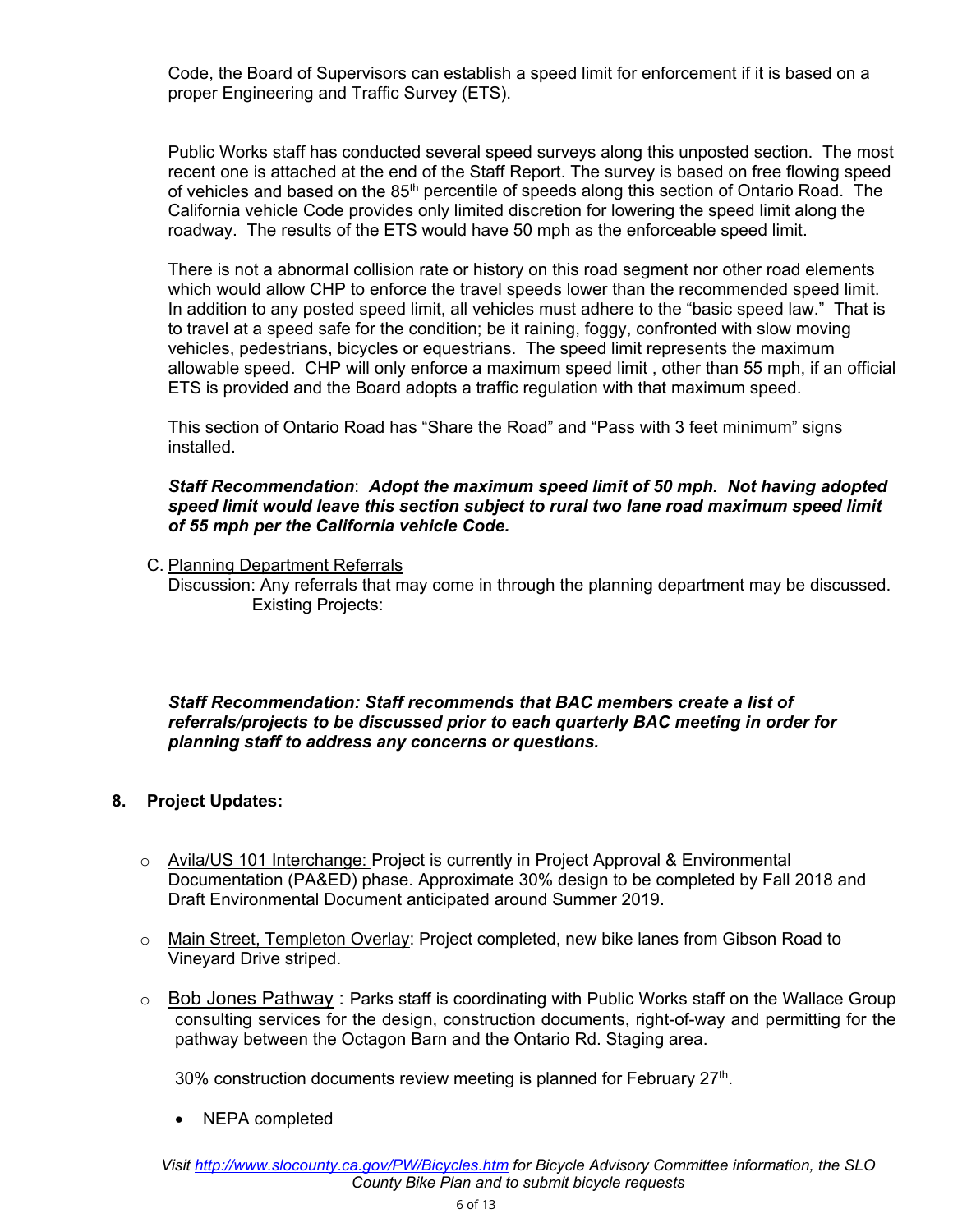Code, the Board of Supervisors can establish a speed limit for enforcement if it is based on a proper Engineering and Traffic Survey (ETS).

Public Works staff has conducted several speed surveys along this unposted section. The most recent one is attached at the end of the Staff Report. The survey is based on free flowing speed of vehicles and based on the 85th percentile of speeds along this section of Ontario Road. The California vehicle Code provides only limited discretion for lowering the speed limit along the roadway. The results of the ETS would have 50 mph as the enforceable speed limit.

There is not a abnormal collision rate or history on this road segment nor other road elements which would allow CHP to enforce the travel speeds lower than the recommended speed limit. In addition to any posted speed limit, all vehicles must adhere to the "basic speed law." That is to travel at a speed safe for the condition; be it raining, foggy, confronted with slow moving vehicles, pedestrians, bicycles or equestrians. The speed limit represents the maximum allowable speed. CHP will only enforce a maximum speed limit , other than 55 mph, if an official ETS is provided and the Board adopts a traffic regulation with that maximum speed.

This section of Ontario Road has "Share the Road" and "Pass with 3 feet minimum" signs installed.

***Staff Recommendation***: ***Adopt the maximum speed limit of 50 mph. Not having adopted speed limit would leave this section subject to rural two lane road maximum speed limit of 55 mph per the California vehicle Code.***

C. Planning Department Referrals
Discussion: Any referrals that may come in through the planning department may be discussed.
Existing Projects:

***Staff Recommendation: Staff recommends that BAC members create a list of referrals/projects to be discussed prior to each quarterly BAC meeting in order for planning staff to address any concerns or questions.***

**8. Project Updates:**

- Avila/US 101 Interchange: Project is currently in Project Approval & Environmental Documentation (PA&ED) phase. Approximate 30% design to be completed by Fall 2018 and Draft Environmental Document anticipated around Summer 2019.
- Main Street, Templeton Overlay: Project completed, new bike lanes from Gibson Road to Vineyard Drive striped.
- Bob Jones Pathway : Parks staff is coordinating with Public Works staff on the Wallace Group consulting services for the design, construction documents, right-of-way and permitting for the pathway between the Octagon Barn and the Ontario Rd. Staging area.

  30% construction documents review meeting is planned for February 27th.

  - NEPA completed

*Visit http://www.slocounty.ca.gov/PW/Bicycles.htm for Bicycle Advisory Committee information, the SLO County Bike Plan and to submit bicycle requests*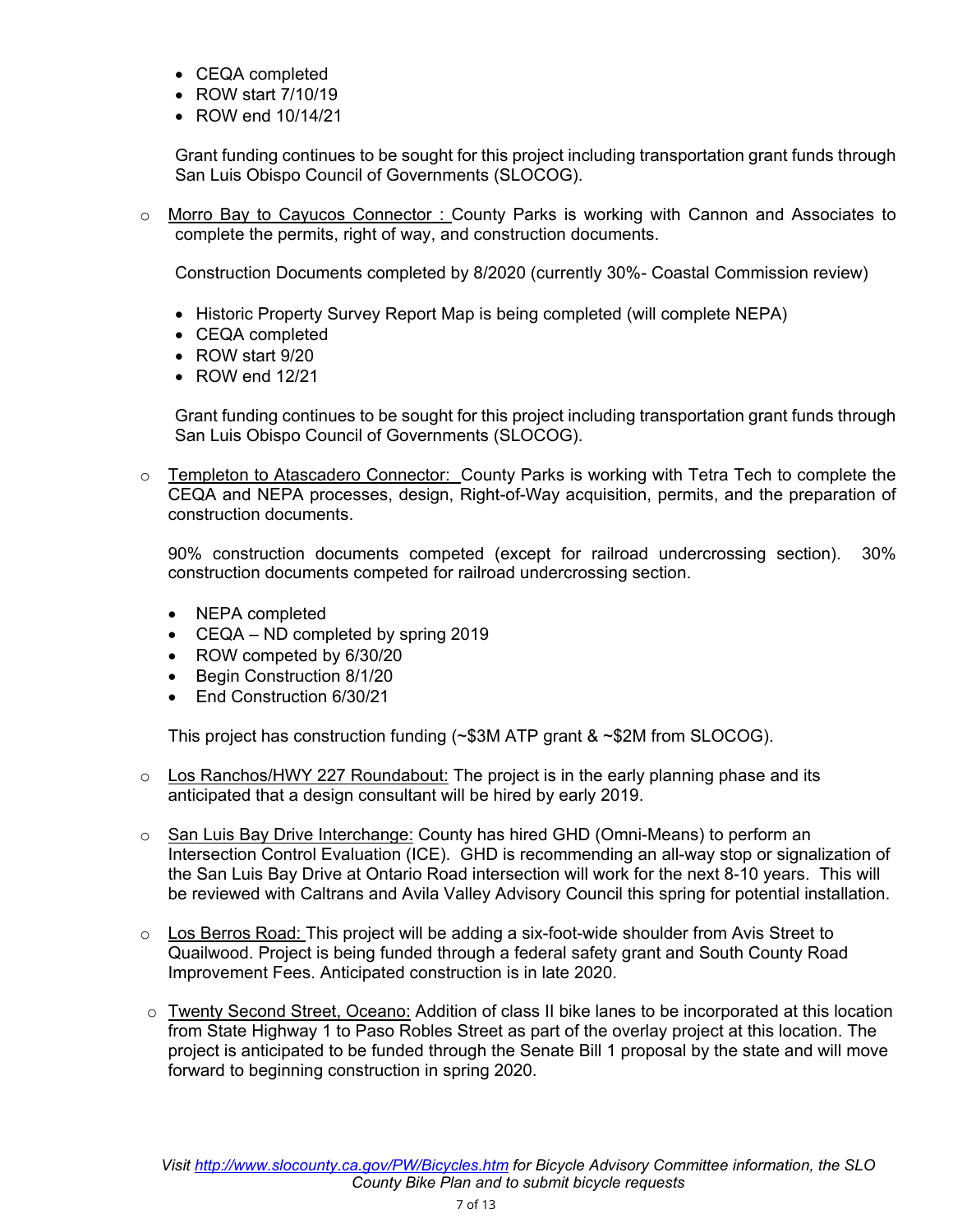- CEQA completed
- ROW start 7/10/19
- ROW end 10/14/21

Grant funding continues to be sought for this project including transportation grant funds through San Luis Obispo Council of Governments (SLOCOG).

- Morro Bay to Cayucos Connector : County Parks is working with Cannon and Associates to complete the permits, right of way, and construction documents.

  Construction Documents completed by 8/2020 (currently 30%- Coastal Commission review)

  - Historic Property Survey Report Map is being completed (will complete NEPA)
  - CEQA completed
  - ROW start 9/20
  - ROW end 12/21

  Grant funding continues to be sought for this project including transportation grant funds through San Luis Obispo Council of Governments (SLOCOG).

- Templeton to Atascadero Connector: County Parks is working with Tetra Tech to complete the CEQA and NEPA processes, design, Right-of-Way acquisition, permits, and the preparation of construction documents.

  90% construction documents competed (except for railroad undercrossing section). 30% construction documents competed for railroad undercrossing section.

  - NEPA completed
  - CEQA – ND completed by spring 2019
  - ROW competed by 6/30/20
  - Begin Construction 8/1/20
  - End Construction 6/30/21

  This project has construction funding (~$3M ATP grant & ~$2M from SLOCOG).

- Los Ranchos/HWY 227 Roundabout: The project is in the early planning phase and its anticipated that a design consultant will be hired by early 2019.

- San Luis Bay Drive Interchange: County has hired GHD (Omni-Means) to perform an Intersection Control Evaluation (ICE). GHD is recommending an all-way stop or signalization of the San Luis Bay Drive at Ontario Road intersection will work for the next 8-10 years. This will be reviewed with Caltrans and Avila Valley Advisory Council this spring for potential installation.

- Los Berros Road: This project will be adding a six-foot-wide shoulder from Avis Street to Quailwood. Project is being funded through a federal safety grant and South County Road Improvement Fees. Anticipated construction is in late 2020.

- Twenty Second Street, Oceano: Addition of class II bike lanes to be incorporated at this location from State Highway 1 to Paso Robles Street as part of the overlay project at this location. The project is anticipated to be funded through the Senate Bill 1 proposal by the state and will move forward to beginning construction in spring 2020.

*Visit http://www.slocounty.ca.gov/PW/Bicycles.htm for Bicycle Advisory Committee information, the SLO County Bike Plan and to submit bicycle requests*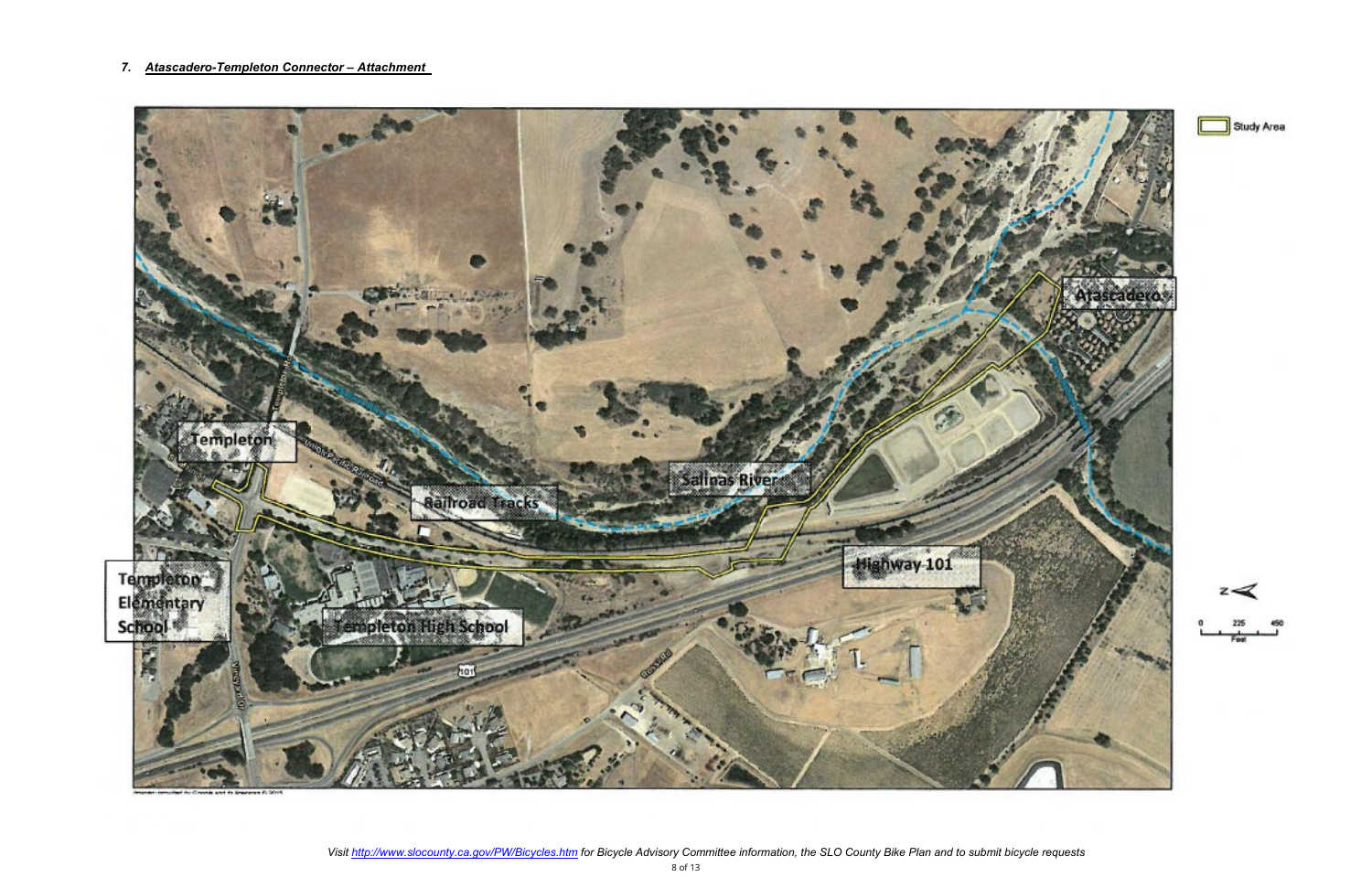### 7. *Atascadero-Templeton Connector – Attachment*

Study Area

Templeton

Railroad Tracks

Salinas River

Atascadero

Highway 101

Templeton Elementary School

Templeton High School

0 225 450 Feet

*Visit http://www.slocounty.ca.gov/PW/Bicycles.htm for Bicycle Advisory Committee information, the SLO County Bike Plan and to submit bicycle requests*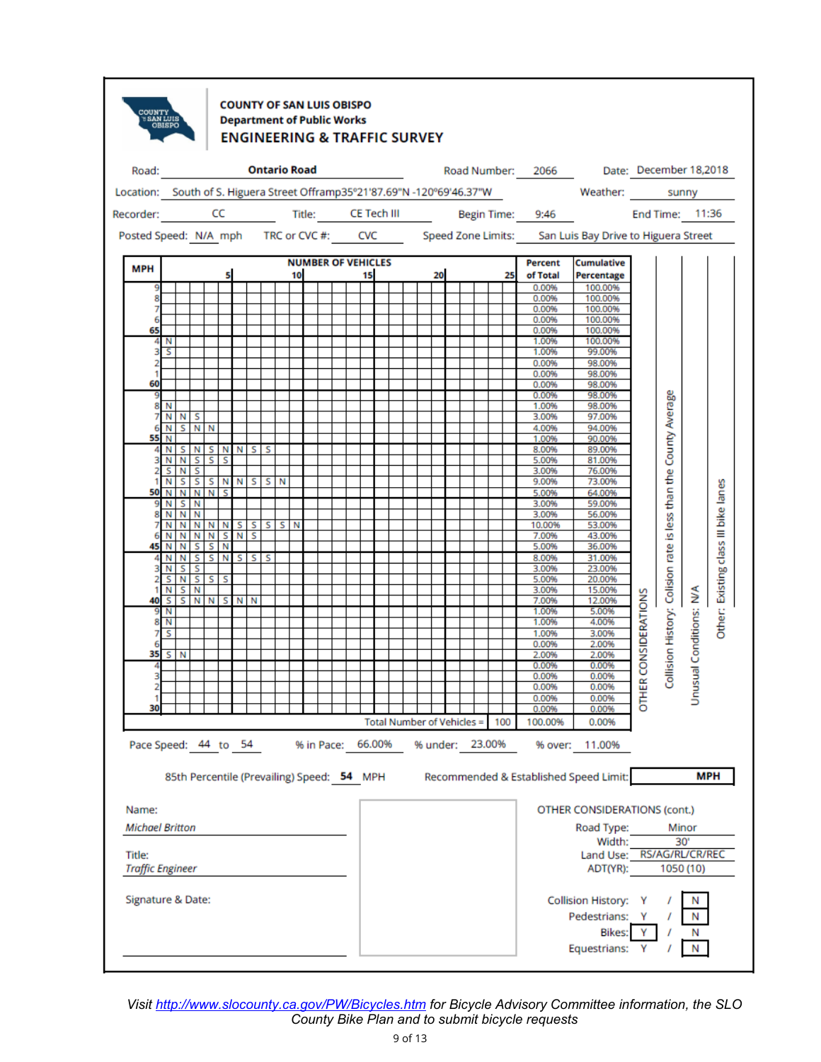**COUNTY OF SAN LUIS OBISPO**
**Department of Public Works**
## ENGINEERING & TRAFFIC SURVEY

Road: **Ontario Road** Road Number: 2066 Date: December 18,2018

Location: South of S. Higuera Street Offramp35°21'87.69"N -120°69'46.37"W Weather: sunny

Recorder: CC Title: CE Tech III Begin Time: 9:46 End Time: 11:36

Posted Speed: N/A mph TRC or CVC #: CVC Speed Zone Limits: San Luis Bay Drive to Higuera Street

| MPH | NUMBER OF VEHICLES | Percent of Total | Cumulative Percentage |
|---|---|---|---|
| 69 | | 0.00% | 100.00% |
| 68 | | 0.00% | 100.00% |
| 67 | | 0.00% | 100.00% |
| 66 | | 0.00% | 100.00% |
| 65 | | 0.00% | 100.00% |
| 64 | N | 1.00% | 100.00% |
| 63 | S | 1.00% | 99.00% |
| 62 | | 0.00% | 98.00% |
| 61 | | 0.00% | 98.00% |
| 60 | | 0.00% | 98.00% |
| 59 | | 0.00% | 98.00% |
| 58 | N | 1.00% | 98.00% |
| 57 | N N S | 3.00% | 97.00% |
| 56 | N S N N | 4.00% | 94.00% |
| 55 | N | 1.00% | 90.00% |
| 54 | N S N S N N S S | 8.00% | 89.00% |
| 53 | N N S S S | 5.00% | 81.00% |
| 52 | S N S | 3.00% | 76.00% |
| 51 | N S S S N N S S N | 9.00% | 73.00% |
| 50 | N N N N S | 5.00% | 64.00% |
| 49 | N S N | 3.00% | 59.00% |
| 48 | N N N | 3.00% | 56.00% |
| 47 | N N N N N S S S S N | 10.00% | 53.00% |
| 46 | N N N N S N S | 7.00% | 43.00% |
| 45 | N N S S N | 5.00% | 36.00% |
| 44 | N N S S N S S S | 8.00% | 31.00% |
| 43 | N S S | 3.00% | 23.00% |
| 42 | S N S S S | 5.00% | 20.00% |
| 41 | N S N | 3.00% | 15.00% |
| 40 | S S N N S N N | 7.00% | 12.00% |
| 39 | N | 1.00% | 5.00% |
| 38 | N | 1.00% | 4.00% |
| 37 | S | 1.00% | 3.00% |
| 36 | | 0.00% | 2.00% |
| 35 | S N | 2.00% | 2.00% |
| 34 | | 0.00% | 0.00% |
| 33 | | 0.00% | 0.00% |
| 32 | | 0.00% | 0.00% |
| 31 | | 0.00% | 0.00% |
| 30 | | 0.00% | 0.00% |
| | Total Number of Vehicles = 100 | 100.00% | 0.00% |

OTHER CONSIDERATIONS
- Collision History: Collision rate is less than the County Average
- Unusual Conditions: N/A
- Other: Existing class III bike lanes

Pace Speed: 44 to 54 % in Pace: 66.00% % under: 23.00% % over: 11.00%

85th Percentile (Prevailing) Speed: **54** MPH Recommended & Established Speed Limit: MPH

Name:
*Michael Britton*

Title:
*Traffic Engineer*

Signature & Date:

OTHER CONSIDERATIONS (cont.)

Road Type: Minor
Width: 30'
Land Use: RS/AG/RL/CR/REC
ADT(YR): 1050 (10)

Collision History: Y / **[N]**
Pedestrians: Y / **[N]**
Bikes: **[Y]** / N
Equestrians: Y / **[N]**

*Visit http://www.slocounty.ca.gov/PW/Bicycles.htm for Bicycle Advisory Committee information, the SLO County Bike Plan and to submit bicycle requests*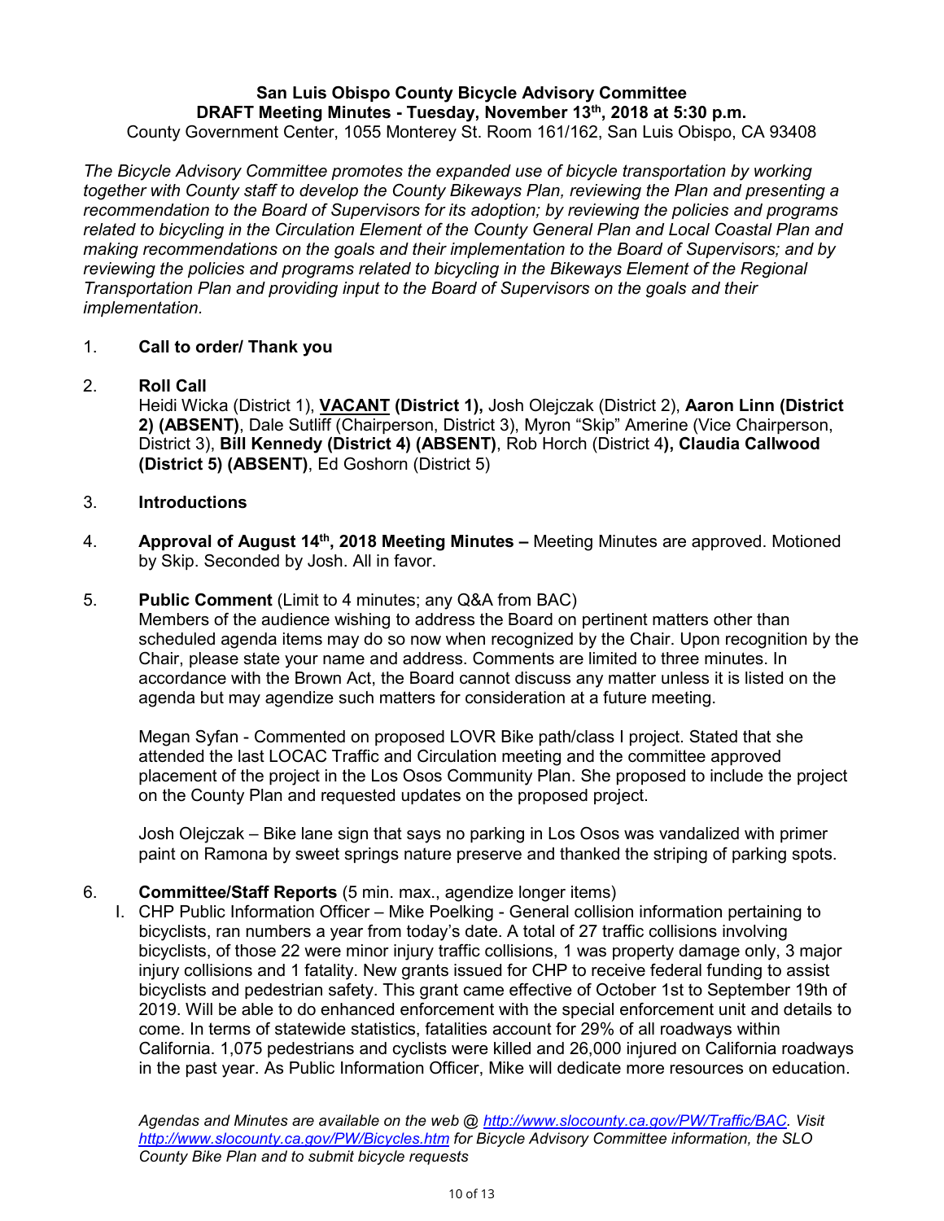**San Luis Obispo County Bicycle Advisory Committee**
**DRAFT Meeting Minutes - Tuesday, November 13th, 2018 at 5:30 p.m.**
County Government Center, 1055 Monterey St. Room 161/162, San Luis Obispo, CA 93408

*The Bicycle Advisory Committee promotes the expanded use of bicycle transportation by working together with County staff to develop the County Bikeways Plan, reviewing the Plan and presenting a recommendation to the Board of Supervisors for its adoption; by reviewing the policies and programs related to bicycling in the Circulation Element of the County General Plan and Local Coastal Plan and making recommendations on the goals and their implementation to the Board of Supervisors; and by reviewing the policies and programs related to bicycling in the Bikeways Element of the Regional Transportation Plan and providing input to the Board of Supervisors on the goals and their implementation.*

1. **Call to order/ Thank you**

2. **Roll Call**
   Heidi Wicka (District 1), **VACANT (District 1),** Josh Olejczak (District 2), **Aaron Linn (District 2) (ABSENT)**, Dale Sutliff (Chairperson, District 3), Myron "Skip" Amerine (Vice Chairperson, District 3), **Bill Kennedy (District 4) (ABSENT)**, Rob Horch (District 4**), Claudia Callwood (District 5) (ABSENT)**, Ed Goshorn (District 5)

3. **Introductions**

4. **Approval of August 14th, 2018 Meeting Minutes –** Meeting Minutes are approved. Motioned by Skip. Seconded by Josh. All in favor.

5. **Public Comment** (Limit to 4 minutes; any Q&A from BAC)
   Members of the audience wishing to address the Board on pertinent matters other than scheduled agenda items may do so now when recognized by the Chair. Upon recognition by the Chair, please state your name and address. Comments are limited to three minutes. In accordance with the Brown Act, the Board cannot discuss any matter unless it is listed on the agenda but may agendize such matters for consideration at a future meeting.

   Megan Syfan - Commented on proposed LOVR Bike path/class I project. Stated that she attended the last LOCAC Traffic and Circulation meeting and the committee approved placement of the project in the Los Osos Community Plan. She proposed to include the project on the County Plan and requested updates on the proposed project.

   Josh Olejczak – Bike lane sign that says no parking in Los Osos was vandalized with primer paint on Ramona by sweet springs nature preserve and thanked the striping of parking spots.

6. **Committee/Staff Reports** (5 min. max., agendize longer items)
   I. CHP Public Information Officer – Mike Poelking - General collision information pertaining to bicyclists, ran numbers a year from today's date. A total of 27 traffic collisions involving bicyclists, of those 22 were minor injury traffic collisions, 1 was property damage only, 3 major injury collisions and 1 fatality. New grants issued for CHP to receive federal funding to assist bicyclists and pedestrian safety. This grant came effective of October 1st to September 19th of 2019. Will be able to do enhanced enforcement with the special enforcement unit and details to come. In terms of statewide statistics, fatalities account for 29% of all roadways within California. 1,075 pedestrians and cyclists were killed and 26,000 injured on California roadways in the past year. As Public Information Officer, Mike will dedicate more resources on education.

*Agendas and Minutes are available on the web @ http://www.slocounty.ca.gov/PW/Traffic/BAC. Visit http://www.slocounty.ca.gov/PW/Bicycles.htm for Bicycle Advisory Committee information, the SLO County Bike Plan and to submit bicycle requests*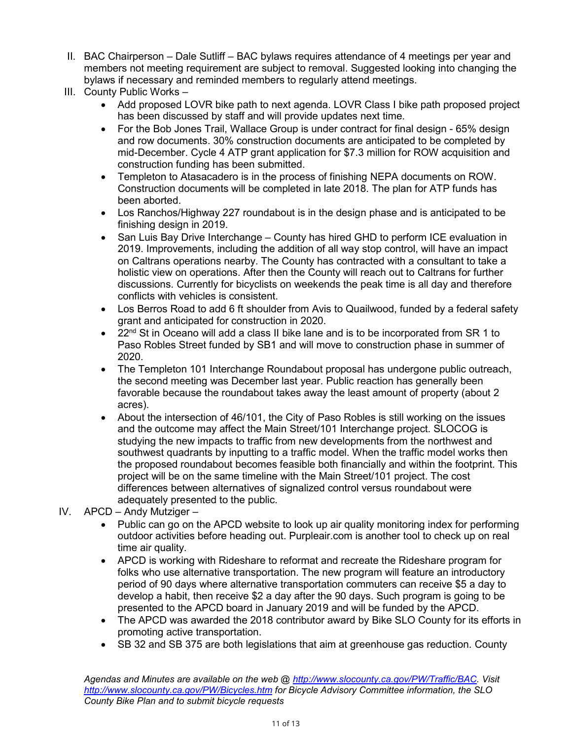II. BAC Chairperson – Dale Sutliff – BAC bylaws requires attendance of 4 meetings per year and members not meeting requirement are subject to removal. Suggested looking into changing the bylaws if necessary and reminded members to regularly attend meetings.

III. County Public Works –
   - Add proposed LOVR bike path to next agenda. LOVR Class I bike path proposed project has been discussed by staff and will provide updates next time.
   - For the Bob Jones Trail, Wallace Group is under contract for final design - 65% design and row documents. 30% construction documents are anticipated to be completed by mid-December. Cycle 4 ATP grant application for $7.3 million for ROW acquisition and construction funding has been submitted.
   - Templeton to Atasacadero is in the process of finishing NEPA documents on ROW. Construction documents will be completed in late 2018. The plan for ATP funds has been aborted.
   - Los Ranchos/Highway 227 roundabout is in the design phase and is anticipated to be finishing design in 2019.
   - San Luis Bay Drive Interchange – County has hired GHD to perform ICE evaluation in 2019. Improvements, including the addition of all way stop control, will have an impact on Caltrans operations nearby. The County has contracted with a consultant to take a holistic view on operations. After then the County will reach out to Caltrans for further discussions. Currently for bicyclists on weekends the peak time is all day and therefore conflicts with vehicles is consistent.
   - Los Berros Road to add 6 ft shoulder from Avis to Quailwood, funded by a federal safety grant and anticipated for construction in 2020.
   - 22nd St in Oceano will add a class II bike lane and is to be incorporated from SR 1 to Paso Robles Street funded by SB1 and will move to construction phase in summer of 2020.
   - The Templeton 101 Interchange Roundabout proposal has undergone public outreach, the second meeting was December last year. Public reaction has generally been favorable because the roundabout takes away the least amount of property (about 2 acres).
   - About the intersection of 46/101, the City of Paso Robles is still working on the issues and the outcome may affect the Main Street/101 Interchange project. SLOCOG is studying the new impacts to traffic from new developments from the northwest and southwest quadrants by inputting to a traffic model. When the traffic model works then the proposed roundabout becomes feasible both financially and within the footprint. This project will be on the same timeline with the Main Street/101 project. The cost differences between alternatives of signalized control versus roundabout were adequately presented to the public.

IV. APCD – Andy Mutziger –
   - Public can go on the APCD website to look up air quality monitoring index for performing outdoor activities before heading out. Purpleair.com is another tool to check up on real time air quality.
   - APCD is working with Rideshare to reformat and recreate the Rideshare program for folks who use alternative transportation. The new program will feature an introductory period of 90 days where alternative transportation commuters can receive $5 a day to develop a habit, then receive $2 a day after the 90 days. Such program is going to be presented to the APCD board in January 2019 and will be funded by the APCD.
   - The APCD was awarded the 2018 contributor award by Bike SLO County for its efforts in promoting active transportation.
   - SB 32 and SB 375 are both legislations that aim at greenhouse gas reduction. County

*Agendas and Minutes are available on the web @ [http://www.slocounty.ca.gov/PW/Traffic/BAC](http://www.slocounty.ca.gov/PW/Traffic/BAC). Visit [http://www.slocounty.ca.gov/PW/Bicycles.htm](http://www.slocounty.ca.gov/PW/Bicycles.htm) for Bicycle Advisory Committee information, the SLO County Bike Plan and to submit bicycle requests*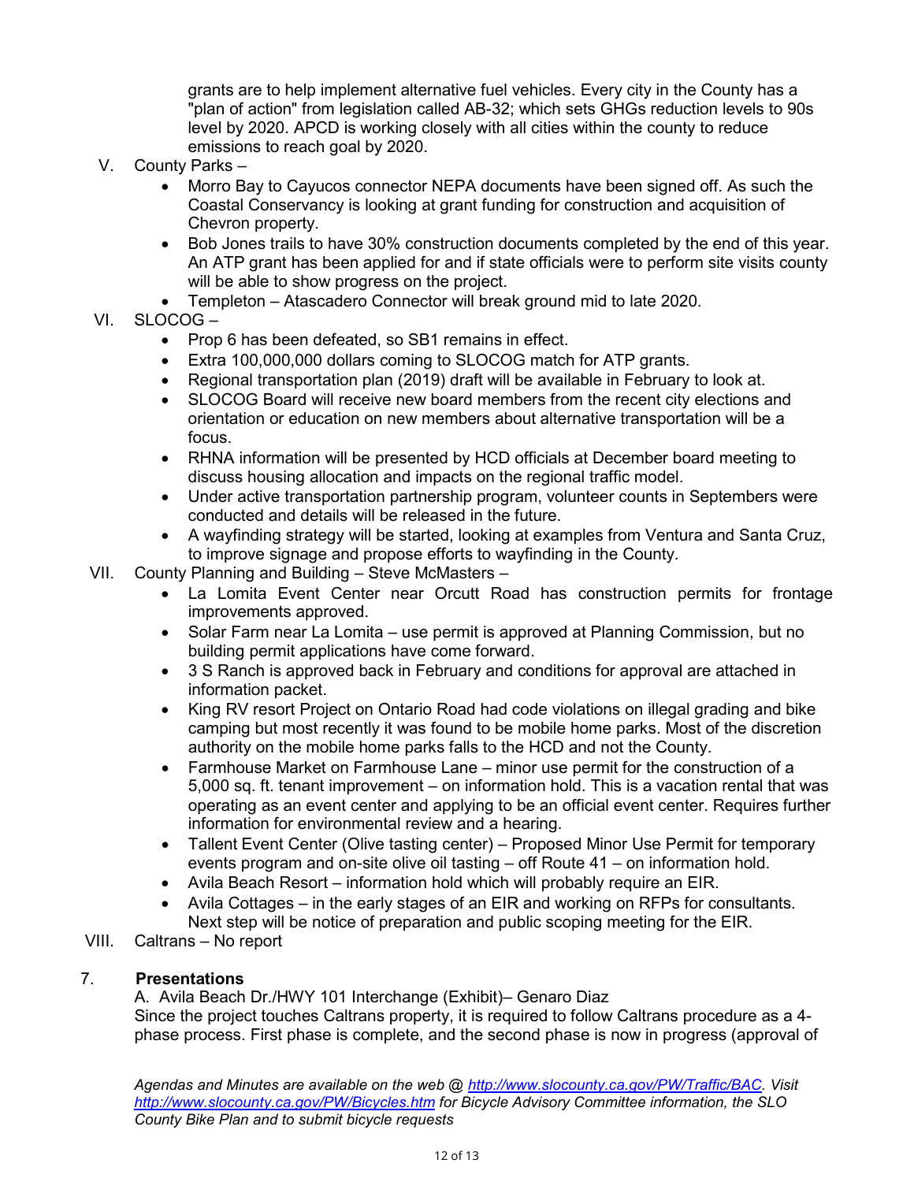grants are to help implement alternative fuel vehicles. Every city in the County has a "plan of action" from legislation called AB-32; which sets GHGs reduction levels to 90s level by 2020. APCD is working closely with all cities within the county to reduce emissions to reach goal by 2020.

V. County Parks –
- Morro Bay to Cayucos connector NEPA documents have been signed off. As such the Coastal Conservancy is looking at grant funding for construction and acquisition of Chevron property.
- Bob Jones trails to have 30% construction documents completed by the end of this year. An ATP grant has been applied for and if state officials were to perform site visits county will be able to show progress on the project.
- Templeton – Atascadero Connector will break ground mid to late 2020.

VI. SLOCOG –
- Prop 6 has been defeated, so SB1 remains in effect.
- Extra 100,000,000 dollars coming to SLOCOG match for ATP grants.
- Regional transportation plan (2019) draft will be available in February to look at.
- SLOCOG Board will receive new board members from the recent city elections and orientation or education on new members about alternative transportation will be a focus.
- RHNA information will be presented by HCD officials at December board meeting to discuss housing allocation and impacts on the regional traffic model.
- Under active transportation partnership program, volunteer counts in Septembers were conducted and details will be released in the future.
- A wayfinding strategy will be started, looking at examples from Ventura and Santa Cruz, to improve signage and propose efforts to wayfinding in the County.

VII. County Planning and Building – Steve McMasters –
- La Lomita Event Center near Orcutt Road has construction permits for frontage improvements approved.
- Solar Farm near La Lomita – use permit is approved at Planning Commission, but no building permit applications have come forward.
- 3 S Ranch is approved back in February and conditions for approval are attached in information packet.
- King RV resort Project on Ontario Road had code violations on illegal grading and bike camping but most recently it was found to be mobile home parks. Most of the discretion authority on the mobile home parks falls to the HCD and not the County.
- Farmhouse Market on Farmhouse Lane – minor use permit for the construction of a 5,000 sq. ft. tenant improvement – on information hold. This is a vacation rental that was operating as an event center and applying to be an official event center. Requires further information for environmental review and a hearing.
- Tallent Event Center (Olive tasting center) – Proposed Minor Use Permit for temporary events program and on-site olive oil tasting – off Route 41 – on information hold.
- Avila Beach Resort – information hold which will probably require an EIR.
- Avila Cottages – in the early stages of an EIR and working on RFPs for consultants. Next step will be notice of preparation and public scoping meeting for the EIR.

VIII. Caltrans – No report

7. **Presentations**

A. Avila Beach Dr./HWY 101 Interchange (Exhibit)– Genaro Diaz

Since the project touches Caltrans property, it is required to follow Caltrans procedure as a 4-phase process. First phase is complete, and the second phase is now in progress (approval of

*Agendas and Minutes are available on the web @ [http://www.slocounty.ca.gov/PW/Traffic/BAC](http://www.slocounty.ca.gov/PW/Traffic/BAC). Visit [http://www.slocounty.ca.gov/PW/Bicycles.htm](http://www.slocounty.ca.gov/PW/Bicycles.htm) for Bicycle Advisory Committee information, the SLO County Bike Plan and to submit bicycle requests*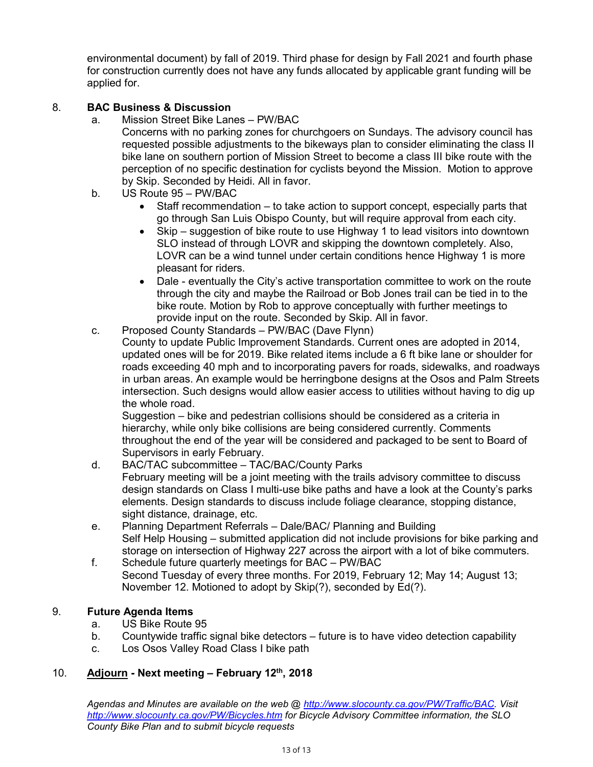environmental document) by fall of 2019. Third phase for design by Fall 2021 and fourth phase for construction currently does not have any funds allocated by applicable grant funding will be applied for.

8. **BAC Business & Discussion**
   a. Mission Street Bike Lanes – PW/BAC
      Concerns with no parking zones for churchgoers on Sundays. The advisory council has requested possible adjustments to the bikeways plan to consider eliminating the class II bike lane on southern portion of Mission Street to become a class III bike route with the perception of no specific destination for cyclists beyond the Mission. Motion to approve by Skip. Seconded by Heidi. All in favor.
   b. US Route 95 – PW/BAC
      - Staff recommendation – to take action to support concept, especially parts that go through San Luis Obispo County, but will require approval from each city.
      - Skip – suggestion of bike route to use Highway 1 to lead visitors into downtown SLO instead of through LOVR and skipping the downtown completely. Also, LOVR can be a wind tunnel under certain conditions hence Highway 1 is more pleasant for riders.
      - Dale - eventually the City's active transportation committee to work on the route through the city and maybe the Railroad or Bob Jones trail can be tied in to the bike route. Motion by Rob to approve conceptually with further meetings to provide input on the route. Seconded by Skip. All in favor.
   c. Proposed County Standards – PW/BAC (Dave Flynn)
      County to update Public Improvement Standards. Current ones are adopted in 2014, updated ones will be for 2019. Bike related items include a 6 ft bike lane or shoulder for roads exceeding 40 mph and to incorporating pavers for roads, sidewalks, and roadways in urban areas. An example would be herringbone designs at the Osos and Palm Streets intersection. Such designs would allow easier access to utilities without having to dig up the whole road.
      Suggestion – bike and pedestrian collisions should be considered as a criteria in hierarchy, while only bike collisions are being considered currently. Comments throughout the end of the year will be considered and packaged to be sent to Board of Supervisors in early February.
   d. BAC/TAC subcommittee – TAC/BAC/County Parks
      February meeting will be a joint meeting with the trails advisory committee to discuss design standards on Class I multi-use bike paths and have a look at the County's parks elements. Design standards to discuss include foliage clearance, stopping distance, sight distance, drainage, etc.
   e. Planning Department Referrals – Dale/BAC/ Planning and Building
      Self Help Housing – submitted application did not include provisions for bike parking and storage on intersection of Highway 227 across the airport with a lot of bike commuters.
   f. Schedule future quarterly meetings for BAC – PW/BAC
      Second Tuesday of every three months. For 2019, February 12; May 14; August 13; November 12. Motioned to adopt by Skip(?), seconded by Ed(?).

9. **Future Agenda Items**
   a. US Bike Route 95
   b. Countywide traffic signal bike detectors – future is to have video detection capability
   c. Los Osos Valley Road Class I bike path

10. **<u>Adjourn</u> - Next meeting – February 12th, 2018**

*Agendas and Minutes are available on the web @ http://www.slocounty.ca.gov/PW/Traffic/BAC. Visit http://www.slocounty.ca.gov/PW/Bicycles.htm for Bicycle Advisory Committee information, the SLO County Bike Plan and to submit bicycle requests*